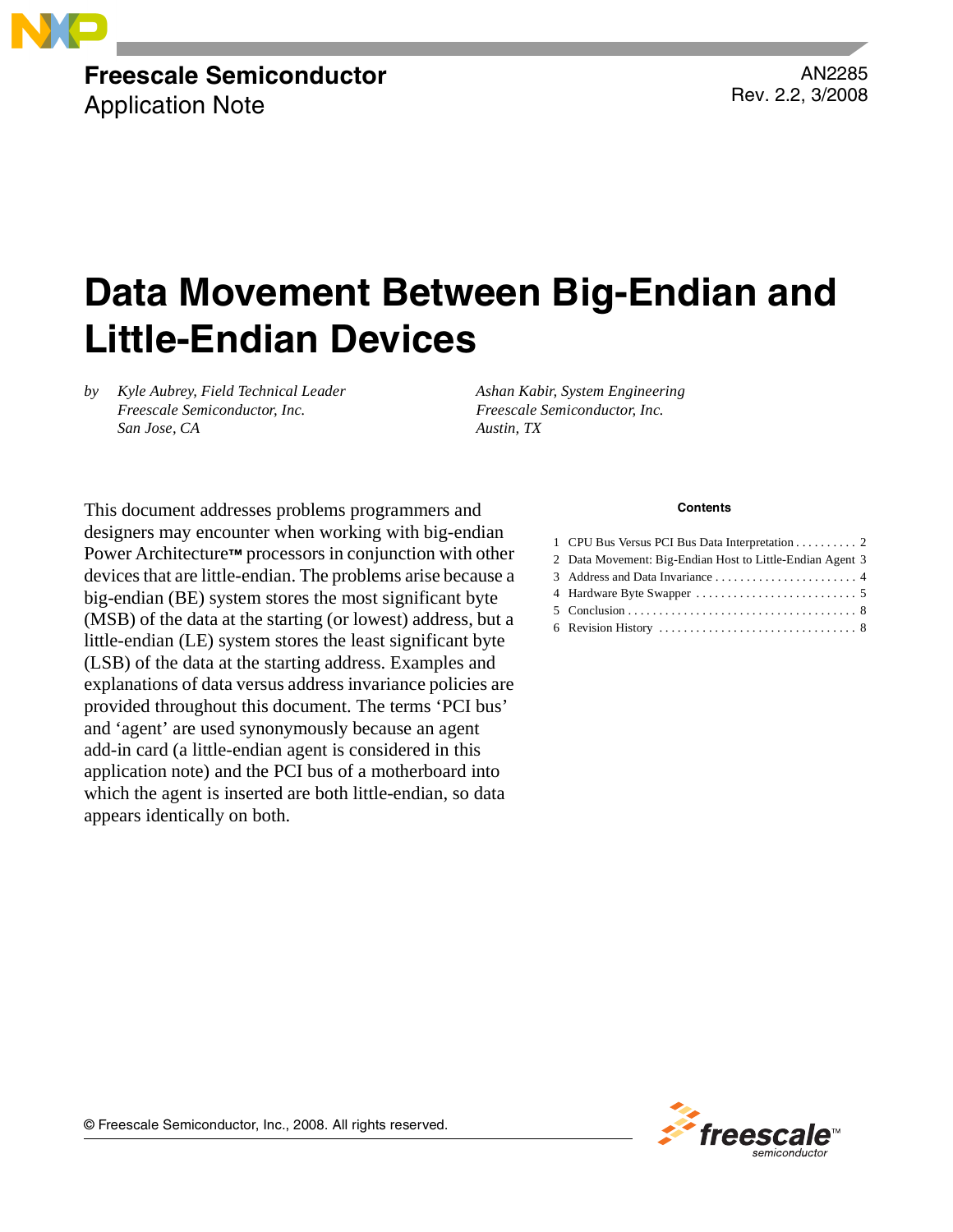Freescale Semiconductor
Application Note

AN2285
Rev. 2.2, 3/2008

# Data Movement Between Big-Endian and Little-Endian Devices

by *Kyle Aubrey, Field Technical Leader*
*Freescale Semiconductor, Inc.*
*San Jose, CA*

*Ashan Kabir, System Engineering*
*Freescale Semiconductor, Inc.*
*Austin, TX*

This document addresses problems programmers and designers may encounter when working with big-endian Power Architecture™ processors in conjunction with other devices that are little-endian. The problems arise because a big-endian (BE) system stores the most significant byte (MSB) of the data at the starting (or lowest) address, but a little-endian (LE) system stores the least significant byte (LSB) of the data at the starting address. Examples and explanations of data versus address invariance policies are provided throughout this document. The terms 'PCI bus' and 'agent' are used synonymously because an agent add-in card (a little-endian agent is considered in this application note) and the PCI bus of a motherboard into which the agent is inserted are both little-endian, so data appears identically on both.

**Contents**

1 CPU Bus Versus PCI Bus Data Interpretation . . . . . . . . . . 2
2 Data Movement: Big-Endian Host to Little-Endian Agent 3
3 Address and Data Invariance . . . . . . . . . . . . . . . . . . . . . . . 4
4 Hardware Byte Swapper . . . . . . . . . . . . . . . . . . . . . . . . . . 5
5 Conclusion . . . . . . . . . . . . . . . . . . . . . . . . . . . . . . . . . . . . . 8
6 Revision History . . . . . . . . . . . . . . . . . . . . . . . . . . . . . . . . 8

© Freescale Semiconductor, Inc., 2008. All rights reserved.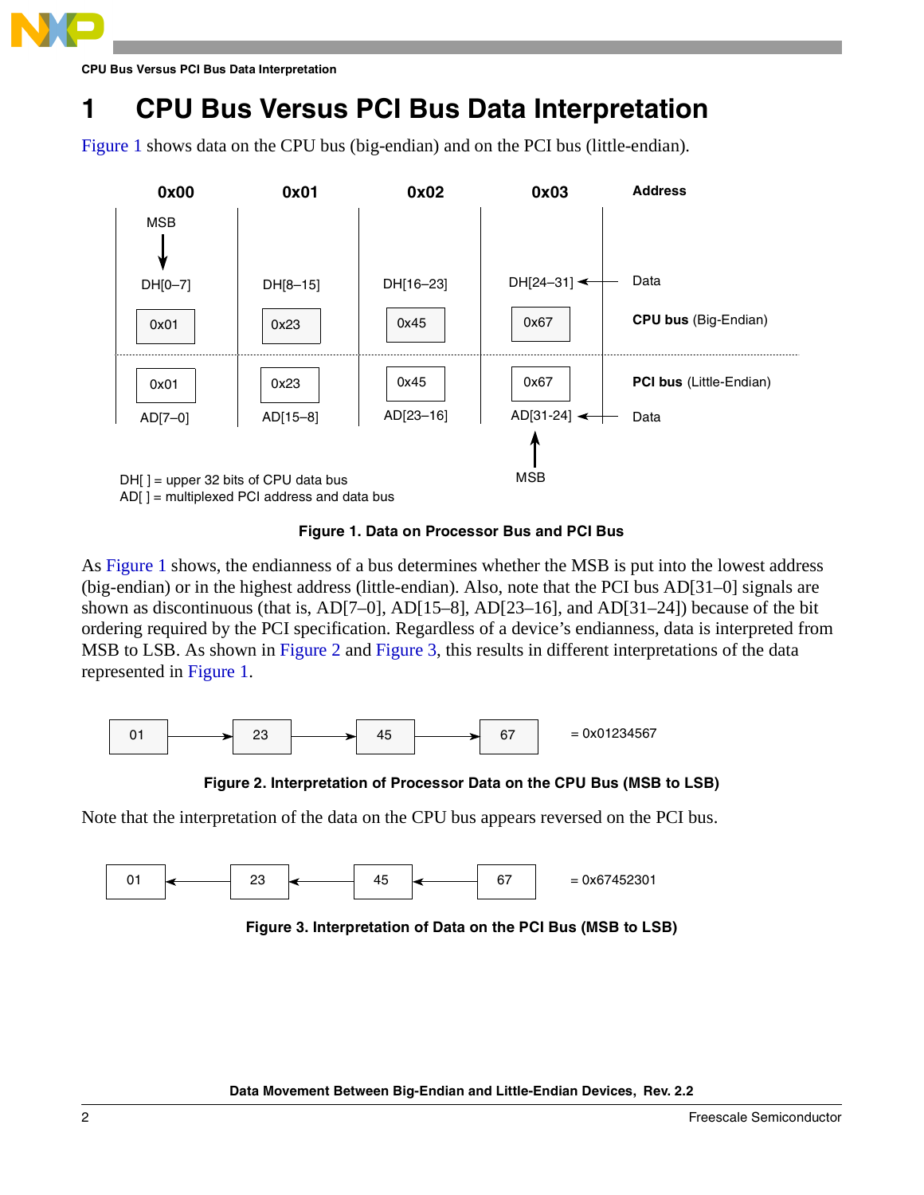# 1 CPU Bus Versus PCI Bus Data Interpretation

Figure 1 shows data on the CPU bus (big-endian) and on the PCI bus (little-endian).

| 0x00 | 0x01 | 0x02 | 0x03 | Address |
|---|---|---|---|---|
| MSB | | | | |
| DH[0–7] | DH[8–15] | DH[16–23] | DH[24–31] | Data |
| 0x01 | 0x23 | 0x45 | 0x67 | **CPU bus** (Big-Endian) |
| 0x01 | 0x23 | 0x45 | 0x67 | **PCI bus** (Little-Endian) |
| AD[7–0] | AD[15–8] | AD[23–16] | AD[31-24] | Data |
| | | | MSB | |

DH[ ] = upper 32 bits of CPU data bus
AD[ ] = multiplexed PCI address and data bus

**Figure 1. Data on Processor Bus and PCI Bus**

As Figure 1 shows, the endianness of a bus determines whether the MSB is put into the lowest address (big-endian) or in the highest address (little-endian). Also, note that the PCI bus AD[31–0] signals are shown as discontinuous (that is, AD[7–0], AD[15–8], AD[23–16], and AD[31–24]) because of the bit ordering required by the PCI specification. Regardless of a device's endianness, data is interpreted from MSB to LSB. As shown in Figure 2 and Figure 3, this results in different interpretations of the data represented in Figure 1.

01 → 23 → 45 → 67 = 0x01234567

**Figure 2. Interpretation of Processor Data on the CPU Bus (MSB to LSB)**

Note that the interpretation of the data on the CPU bus appears reversed on the PCI bus.

01 ← 23 ← 45 ← 67 = 0x67452301

**Figure 3. Interpretation of Data on the PCI Bus (MSB to LSB)**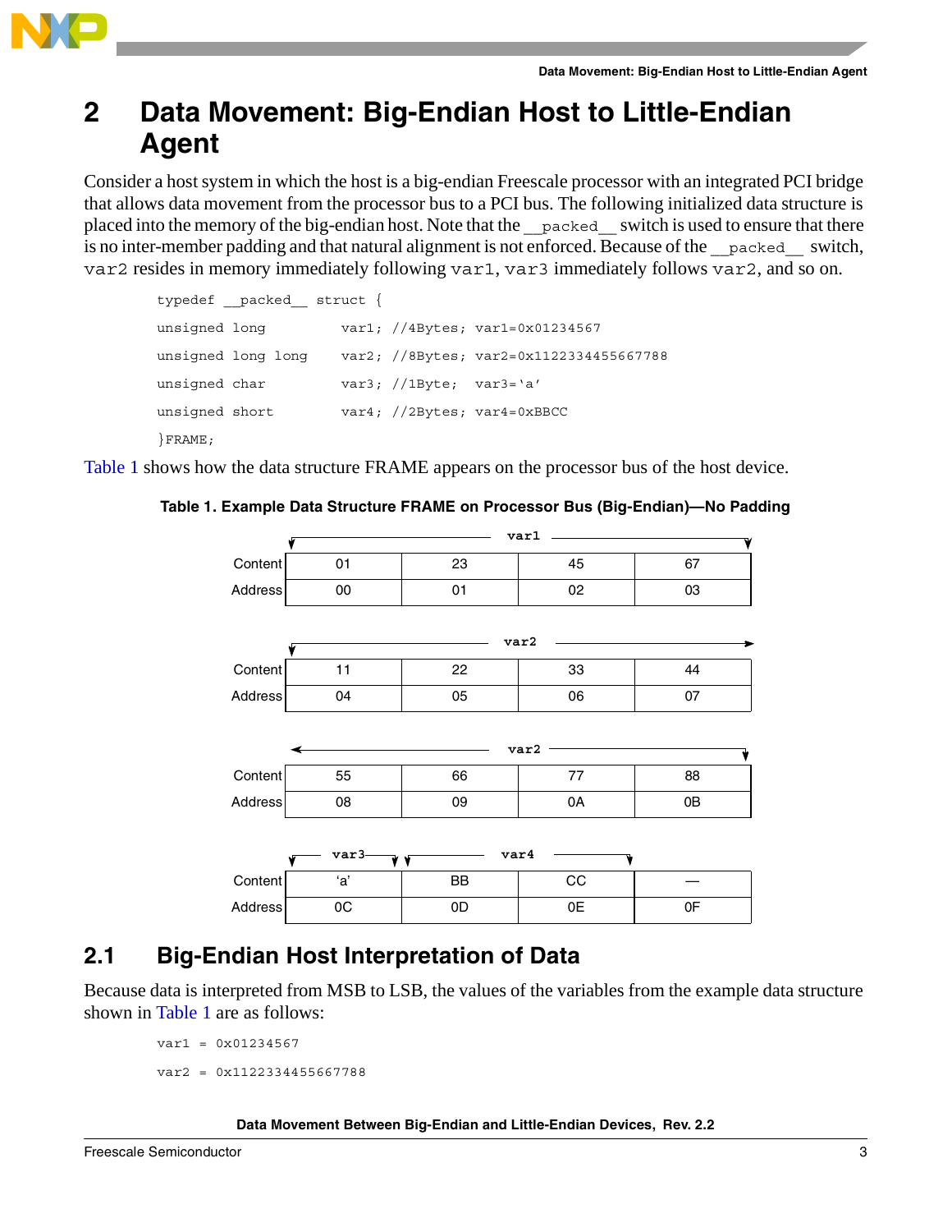# 2 Data Movement: Big-Endian Host to Little-Endian Agent

Consider a host system in which the host is a big-endian Freescale processor with an integrated PCI bridge that allows data movement from the processor bus to a PCI bus. The following initialized data structure is placed into the memory of the big-endian host. Note that the `__packed__` switch is used to ensure that there is no inter-member padding and that natural alignment is not enforced. Because of the `__packed__` switch, `var2` resides in memory immediately following `var1`, `var3` immediately follows `var2`, and so on.

```
typedef __packed__ struct {
unsigned long         var1; //4Bytes; var1=0x01234567
unsigned long long    var2; //8Bytes; var2=0x1122334455667788
unsigned char         var3; //1Byte;  var3='a'
unsigned short        var4; //2Bytes; var4=0xBBCC
}FRAME;
```

Table 1 shows how the data structure FRAME appears on the processor bus of the host device.

**Table 1. Example Data Structure FRAME on Processor Bus (Big-Endian)—No Padding**

| | var1 | | | |
|---|---|---|---|---|
| Content | 01 | 23 | 45 | 67 |
| Address | 00 | 01 | 02 | 03 |
| | var2 | | | |
| Content | 11 | 22 | 33 | 44 |
| Address | 04 | 05 | 06 | 07 |
| | var2 | | | |
| Content | 55 | 66 | 77 | 88 |
| Address | 08 | 09 | 0A | 0B |
| | var3 | var4 | | |
| Content | 'a' | BB | CC | — |
| Address | 0C | 0D | 0E | 0F |

## 2.1 Big-Endian Host Interpretation of Data

Because data is interpreted from MSB to LSB, the values of the variables from the example data structure shown in Table 1 are as follows:

```
var1 = 0x01234567
var2 = 0x1122334455667788
```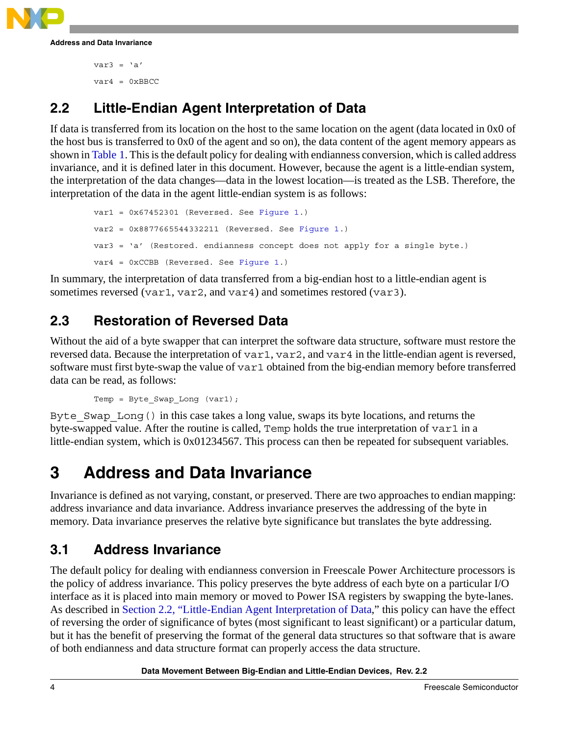```
var3 = 'a'

var4 = 0xBBCC
```

## 2.2 Little-Endian Agent Interpretation of Data

If data is transferred from its location on the host to the same location on the agent (data located in 0x0 of the host bus is transferred to 0x0 of the agent and so on), the data content of the agent memory appears as shown in Table 1. This is the default policy for dealing with endianness conversion, which is called address invariance, and it is defined later in this document. However, because the agent is a little-endian system, the interpretation of the data changes—data in the lowest location—is treated as the LSB. Therefore, the interpretation of the data in the agent little-endian system is as follows:

```
var1 = 0x67452301 (Reversed. See Figure 1.)

var2 = 0x8877665544332211 (Reversed. See Figure 1.)

var3 = 'a' (Restored. endianness concept does not apply for a single byte.)

var4 = 0xCCBB (Reversed. See Figure 1.)
```

In summary, the interpretation of data transferred from a big-endian host to a little-endian agent is sometimes reversed (`var1`, `var2`, and `var4`) and sometimes restored (`var3`).

## 2.3 Restoration of Reversed Data

Without the aid of a byte swapper that can interpret the software data structure, software must restore the reversed data. Because the interpretation of `var1`, `var2`, and `var4` in the little-endian agent is reversed, software must first byte-swap the value of `var1` obtained from the big-endian memory before transferred data can be read, as follows:

```
Temp = Byte_Swap_Long (var1);
```

`Byte_Swap_Long()` in this case takes a long value, swaps its byte locations, and returns the byte-swapped value. After the routine is called, `Temp` holds the true interpretation of `var1` in a little-endian system, which is 0x01234567. This process can then be repeated for subsequent variables.

# 3 Address and Data Invariance

Invariance is defined as not varying, constant, or preserved. There are two approaches to endian mapping: address invariance and data invariance. Address invariance preserves the addressing of the byte in memory. Data invariance preserves the relative byte significance but translates the byte addressing.

## 3.1 Address Invariance

The default policy for dealing with endianness conversion in Freescale Power Architecture processors is the policy of address invariance. This policy preserves the byte address of each byte on a particular I/O interface as it is placed into main memory or moved to Power ISA registers by swapping the byte-lanes. As described in Section 2.2, "Little-Endian Agent Interpretation of Data," this policy can have the effect of reversing the order of significance of bytes (most significant to least significant) or a particular datum, but it has the benefit of preserving the format of the general data structures so that software that is aware of both endianness and data structure format can properly access the data structure.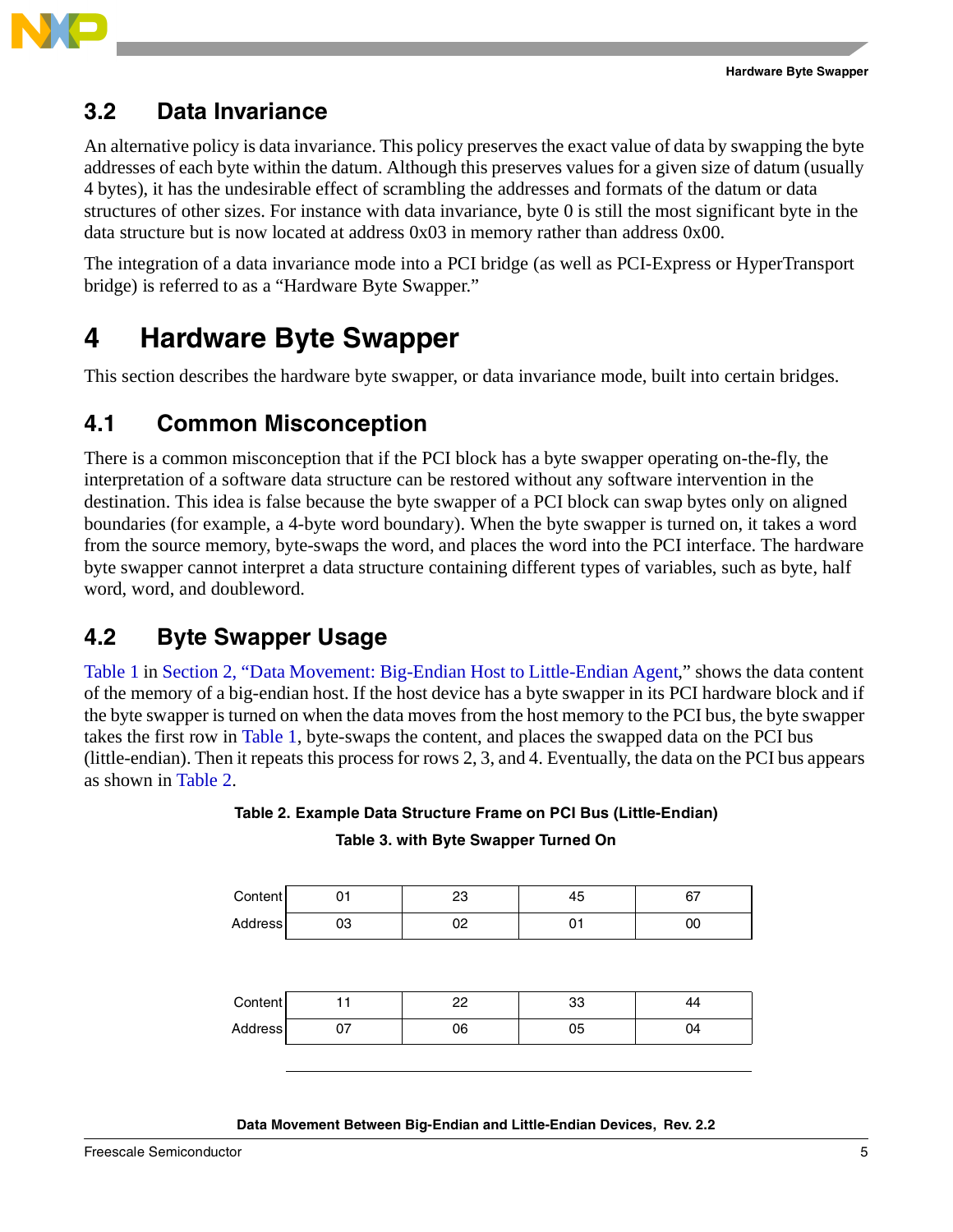## 3.2 Data Invariance

An alternative policy is data invariance. This policy preserves the exact value of data by swapping the byte addresses of each byte within the datum. Although this preserves values for a given size of datum (usually 4 bytes), it has the undesirable effect of scrambling the addresses and formats of the datum or data structures of other sizes. For instance with data invariance, byte 0 is still the most significant byte in the data structure but is now located at address 0x03 in memory rather than address 0x00.

The integration of a data invariance mode into a PCI bridge (as well as PCI-Express or HyperTransport bridge) is referred to as a "Hardware Byte Swapper."

# 4 Hardware Byte Swapper

This section describes the hardware byte swapper, or data invariance mode, built into certain bridges.

## 4.1 Common Misconception

There is a common misconception that if the PCI block has a byte swapper operating on-the-fly, the interpretation of a software data structure can be restored without any software intervention in the destination. This idea is false because the byte swapper of a PCI block can swap bytes only on aligned boundaries (for example, a 4-byte word boundary). When the byte swapper is turned on, it takes a word from the source memory, byte-swaps the word, and places the word into the PCI interface. The hardware byte swapper cannot interpret a data structure containing different types of variables, such as byte, half word, word, and doubleword.

## 4.2 Byte Swapper Usage

Table 1 in Section 2, "Data Movement: Big-Endian Host to Little-Endian Agent," shows the data content of the memory of a big-endian host. If the host device has a byte swapper in its PCI hardware block and if the byte swapper is turned on when the data moves from the host memory to the PCI bus, the byte swapper takes the first row in Table 1, byte-swaps the content, and places the swapped data on the PCI bus (little-endian). Then it repeats this process for rows 2, 3, and 4. Eventually, the data on the PCI bus appears as shown in Table 2.

**Table 2. Example Data Structure Frame on PCI Bus (Little-Endian)**

**Table 3. with Byte Swapper Turned On**

| Content | 01 | 23 | 45 | 67 |
|---|---|---|---|---|
| Address | 03 | 02 | 01 | 00 |

| Content | 11 | 22 | 33 | 44 |
|---|---|---|---|---|
| Address | 07 | 06 | 05 | 04 |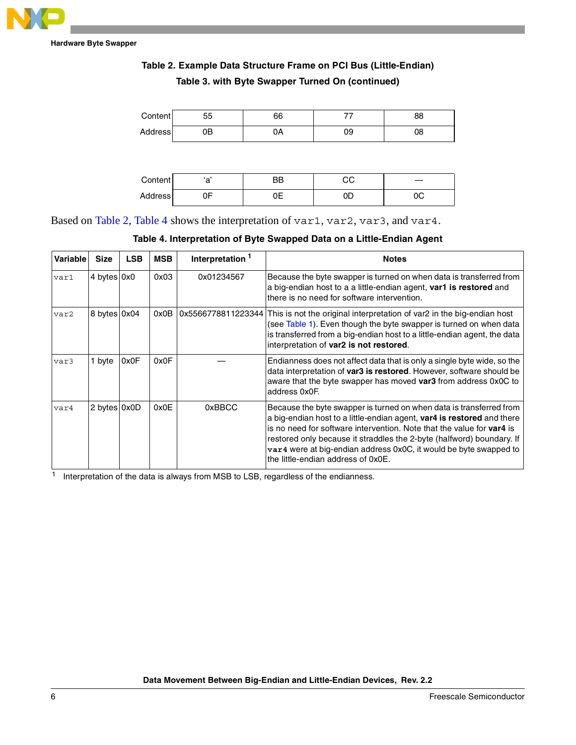**Table 2. Example Data Structure Frame on PCI Bus (Little-Endian)**
**Table 3. with Byte Swapper Turned On (continued)**

| | | | | |
|---|---|---|---|---|
| Content | 55 | 66 | 77 | 88 |
| Address | 0B | 0A | 09 | 08 |

| | | | | |
|---|---|---|---|---|
| Content | 'a' | BB | CC | — |
| Address | 0F | 0E | 0D | 0C |

Based on Table 2, Table 4 shows the interpretation of `var1`, `var2`, `var3`, and `var4`.

**Table 4. Interpretation of Byte Swapped Data on a Little-Endian Agent**

| Variable | Size | LSB | MSB | Interpretation [1] | Notes |
|---|---|---|---|---|---|
| `var1` | 4 bytes | 0x0 | 0x03 | 0x01234567 | Because the byte swapper is turned on when data is transferred from a big-endian host to a a little-endian agent, **var1 is restored** and there is no need for software intervention. |
| `var2` | 8 bytes | 0x04 | 0x0B | 0x5566778811223344 | This is not the original interpretation of var2 in the big-endian host (see Table 1). Even though the byte swapper is turned on when data is transferred from a big-endian host to a little-endian agent, the data interpretation of **var2 is not restored**. |
| `var3` | 1 byte | 0x0F | 0x0F | — | Endianness does not affect data that is only a single byte wide, so the data interpretation of **var3 is restored**. However, software should be aware that the byte swapper has moved **var3** from address 0x0C to address 0x0F. |
| `var4` | 2 bytes | 0x0D | 0x0E | 0xBBCC | Because the byte swapper is turned on when data is transferred from a big-endian host to a little-endian agent, **var4 is restored** and there is no need for software intervention. Note that the value for **var4** is restored only because it straddles the 2-byte (halfword) boundary. If **`var4`** were at big-endian address 0x0C, it would be byte swapped to the little-endian address of 0x0E. |

[1] Interpretation of the data is always from MSB to LSB, regardless of the endianness.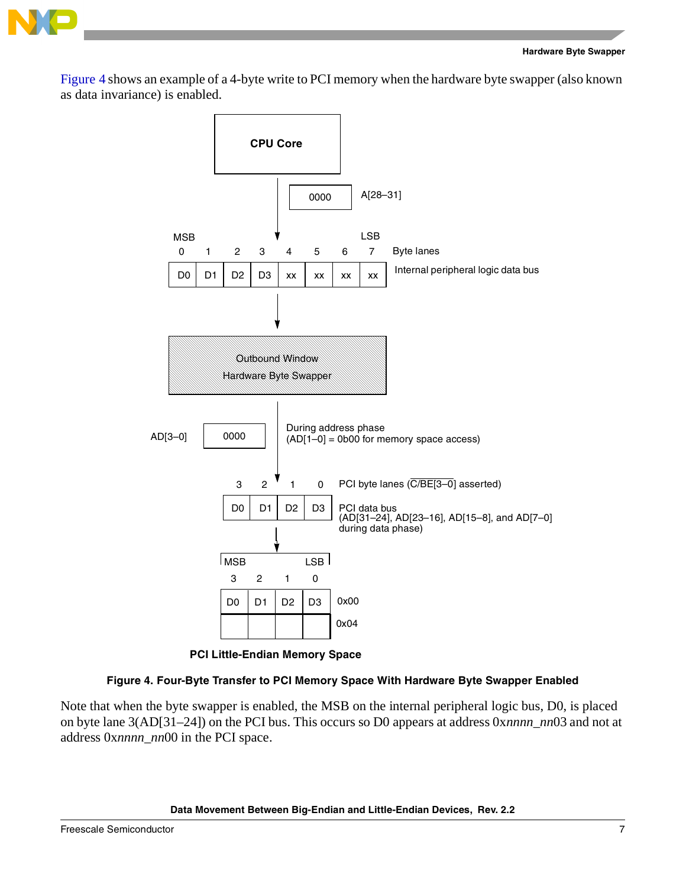Figure 4 shows an example of a 4-byte write to PCI memory when the hardware byte swapper (also known as data invariance) is enabled.

CPU Core

0000 A[28–31]

MSB LSB

| 0 | 1 | 2 | 3 | 4 | 5 | 6 | 7 |
|---|---|---|---|---|---|---|---|
| D0 | D1 | D2 | D3 | xx | xx | xx | xx |

Byte lanes
Internal peripheral logic data bus

Outbound Window
Hardware Byte Swapper

AD[3–0] 0000
During address phase
(AD[1–0] = 0b00 for memory space access)

| 3 | 2 | 1 | 0 |
|---|---|---|---|
| D0 | D1 | D2 | D3 |

PCI byte lanes ($\overline{C/BE[3–0]}$ asserted)
PCI data bus
(AD[31–24], AD[23–16], AD[15–8], and AD[7–0] during data phase)

MSB LSB

| 3 | 2 | 1 | 0 | |
|---|---|---|---|---|
| D0 | D1 | D2 | D3 | 0x00 |
| | | | | 0x04 |

PCI Little-Endian Memory Space

**Figure 4. Four-Byte Transfer to PCI Memory Space With Hardware Byte Swapper Enabled**

Note that when the byte swapper is enabled, the MSB on the internal peripheral logic bus, D0, is placed on byte lane 3(AD[31–24]) on the PCI bus. This occurs so D0 appears at address 0x*nnnn_nn*03 and not at address 0x*nnnn_nn*00 in the PCI space.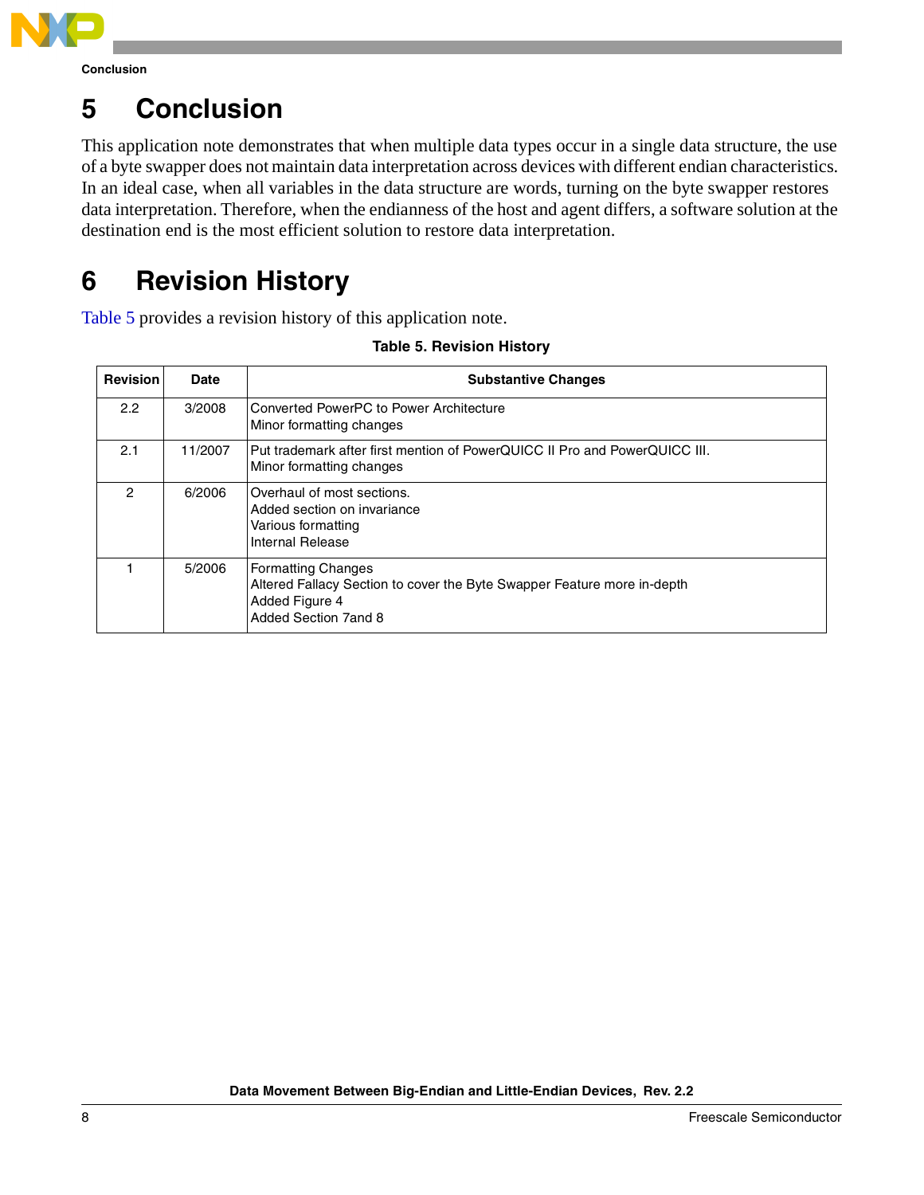# 5 Conclusion

This application note demonstrates that when multiple data types occur in a single data structure, the use of a byte swapper does not maintain data interpretation across devices with different endian characteristics. In an ideal case, when all variables in the data structure are words, turning on the byte swapper restores data interpretation. Therefore, when the endianness of the host and agent differs, a software solution at the destination end is the most efficient solution to restore data interpretation.

# 6 Revision History

Table 5 provides a revision history of this application note.

**Table 5. Revision History**

| Revision | Date | Substantive Changes |
|---|---|---|
| 2.2 | 3/2008 | Converted PowerPC to Power Architecture<br>Minor formatting changes |
| 2.1 | 11/2007 | Put trademark after first mention of PowerQUICC II Pro and PowerQUICC III.<br>Minor formatting changes |
| 2 | 6/2006 | Overhaul of most sections.<br>Added section on invariance<br>Various formatting<br>Internal Release |
| 1 | 5/2006 | Formatting Changes<br>Altered Fallacy Section to cover the Byte Swapper Feature more in-depth<br>Added Figure 4<br>Added Section 7and 8 |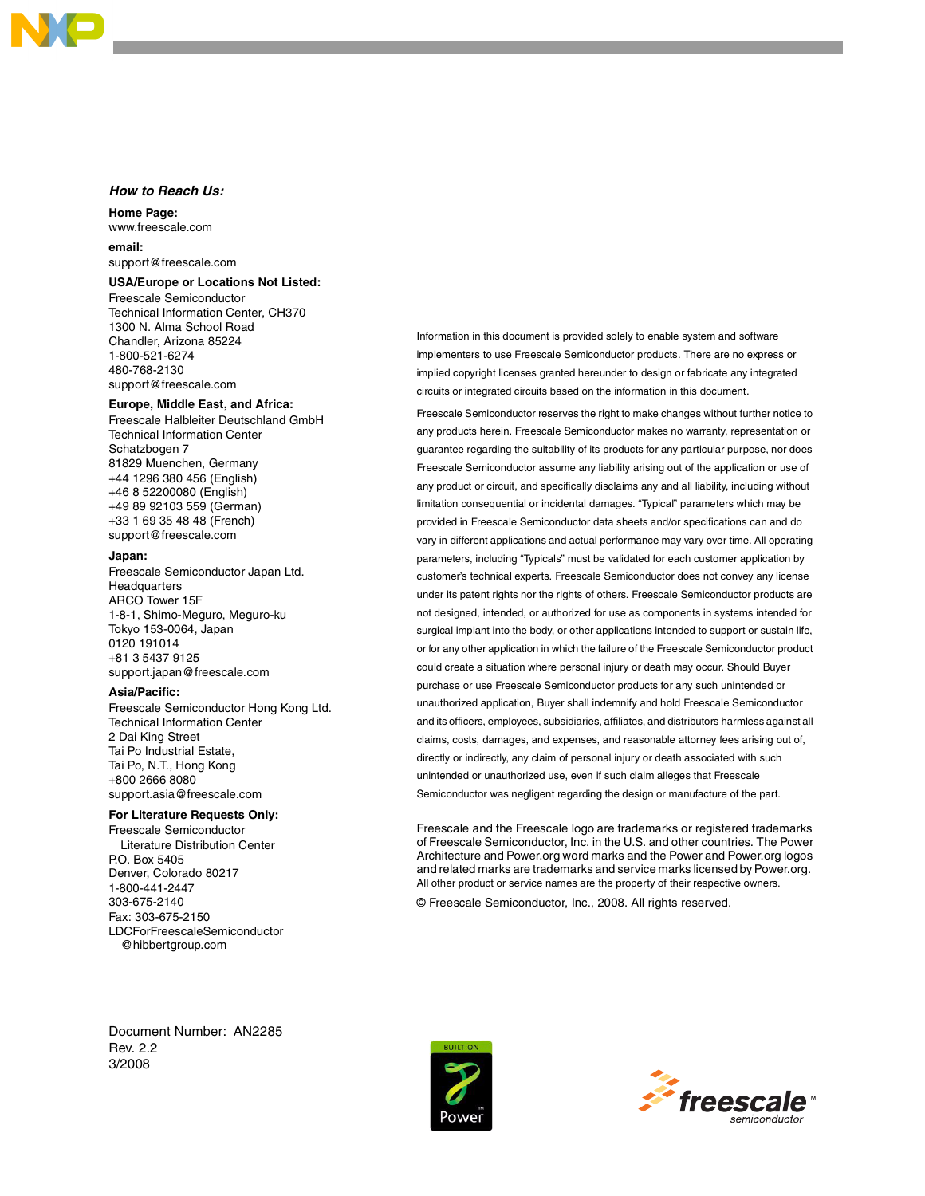***How to Reach Us:***

**Home Page:**
www.freescale.com

**email:**
support@freescale.com

**USA/Europe or Locations Not Listed:**
Freescale Semiconductor
Technical Information Center, CH370
1300 N. Alma School Road
Chandler, Arizona 85224
1-800-521-6274
480-768-2130
support@freescale.com

**Europe, Middle East, and Africa:**
Freescale Halbleiter Deutschland GmbH
Technical Information Center
Schatzbogen 7
81829 Muenchen, Germany
+44 1296 380 456 (English)
+46 8 52200080 (English)
+49 89 92103 559 (German)
+33 1 69 35 48 48 (French)
support@freescale.com

**Japan:**
Freescale Semiconductor Japan Ltd.
Headquarters
ARCO Tower 15F
1-8-1, Shimo-Meguro, Meguro-ku
Tokyo 153-0064, Japan
0120 191014
+81 3 5437 9125
support.japan@freescale.com

**Asia/Pacific:**
Freescale Semiconductor Hong Kong Ltd.
Technical Information Center
2 Dai King Street
Tai Po Industrial Estate,
Tai Po, N.T., Hong Kong
+800 2666 8080
support.asia@freescale.com

**For Literature Requests Only:**
Freescale Semiconductor
Literature Distribution Center
P.O. Box 5405
Denver, Colorado 80217
1-800-441-2447
303-675-2140
Fax: 303-675-2150
LDCForFreescaleSemiconductor
@hibbertgroup.com

Information in this document is provided solely to enable system and software implementers to use Freescale Semiconductor products. There are no express or implied copyright licenses granted hereunder to design or fabricate any integrated circuits or integrated circuits based on the information in this document.

Freescale Semiconductor reserves the right to make changes without further notice to any products herein. Freescale Semiconductor makes no warranty, representation or guarantee regarding the suitability of its products for any particular purpose, nor does Freescale Semiconductor assume any liability arising out of the application or use of any product or circuit, and specifically disclaims any and all liability, including without limitation consequential or incidental damages. "Typical" parameters which may be provided in Freescale Semiconductor data sheets and/or specifications can and do vary in different applications and actual performance may vary over time. All operating parameters, including "Typicals" must be validated for each customer application by customer's technical experts. Freescale Semiconductor does not convey any license under its patent rights nor the rights of others. Freescale Semiconductor products are not designed, intended, or authorized for use as components in systems intended for surgical implant into the body, or other applications intended to support or sustain life, or for any other application in which the failure of the Freescale Semiconductor product could create a situation where personal injury or death may occur. Should Buyer purchase or use Freescale Semiconductor products for any such unintended or unauthorized application, Buyer shall indemnify and hold Freescale Semiconductor and its officers, employees, subsidiaries, affiliates, and distributors harmless against all claims, costs, damages, and expenses, and reasonable attorney fees arising out of, directly or indirectly, any claim of personal injury or death associated with such unintended or unauthorized use, even if such claim alleges that Freescale Semiconductor was negligent regarding the design or manufacture of the part.

Freescale and the Freescale logo are trademarks or registered trademarks of Freescale Semiconductor, Inc. in the U.S. and other countries. The Power Architecture and Power.org word marks and the Power and Power.org logos and related marks are trademarks and service marks licensed by Power.org. All other product or service names are the property of their respective owners.

© Freescale Semiconductor, Inc., 2008. All rights reserved.

Document Number: AN2285
Rev. 2.2
3/2008